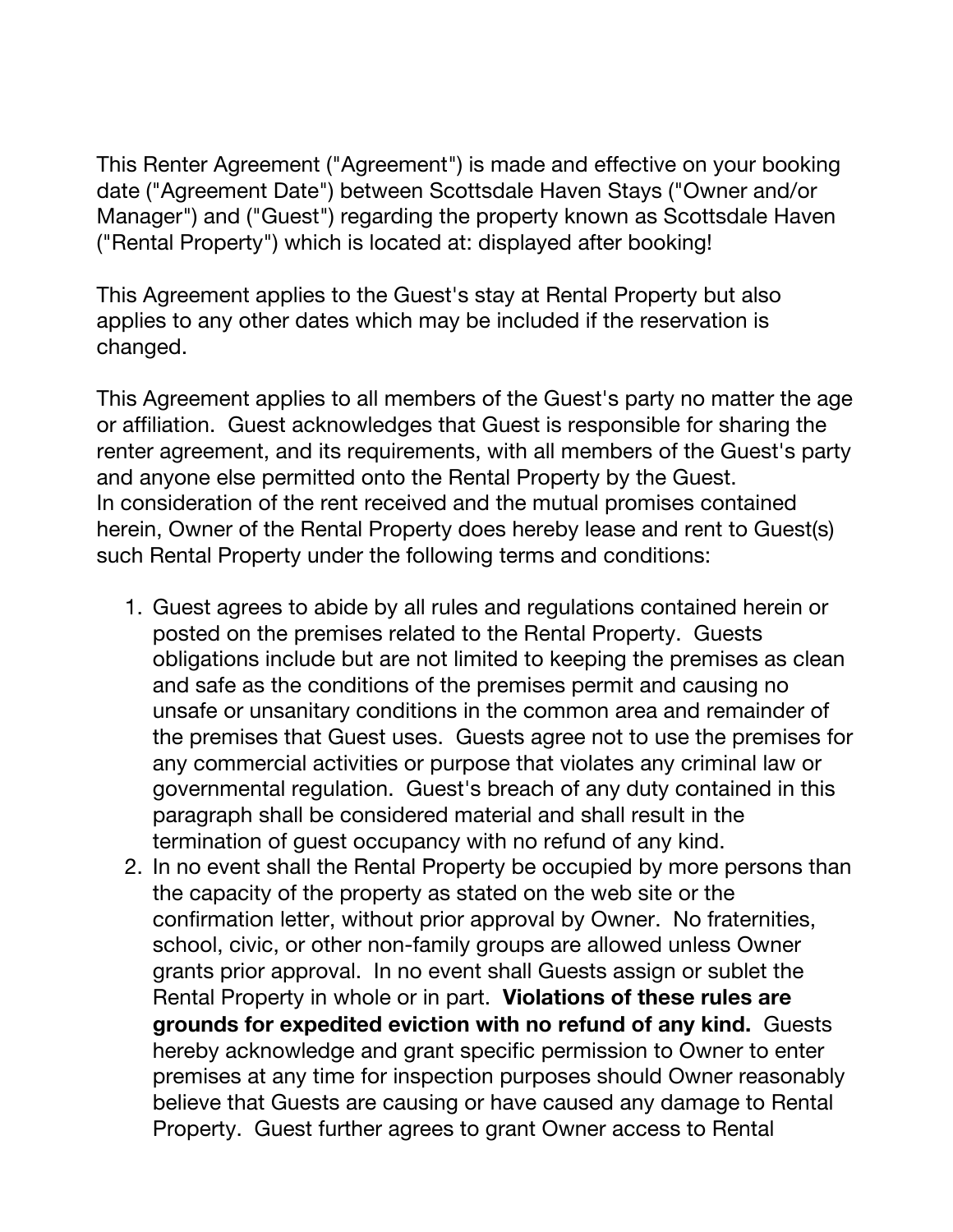This Renter Agreement ("Agreement") is made and effective on your booking date ("Agreement Date") between Scottsdale Haven Stays ("Owner and/or Manager") and ("Guest") regarding the property known as Scottsdale Haven ("Rental Property") which is located at: displayed after booking!

This Agreement applies to the Guest's stay at Rental Property but also applies to any other dates which may be included if the reservation is changed.

This Agreement applies to all members of the Guest's party no matter the age or affiliation. Guest acknowledges that Guest is responsible for sharing the renter agreement, and its requirements, with all members of the Guest's party and anyone else permitted onto the Rental Property by the Guest.
In consideration of the rent received and the mutual promises contained herein, Owner of the Rental Property does hereby lease and rent to Guest(s) such Rental Property under the following terms and conditions:

1. Guest agrees to abide by all rules and regulations contained herein or posted on the premises related to the Rental Property. Guests obligations include but are not limited to keeping the premises as clean and safe as the conditions of the premises permit and causing no unsafe or unsanitary conditions in the common area and remainder of the premises that Guest uses. Guests agree not to use the premises for any commercial activities or purpose that violates any criminal law or governmental regulation. Guest's breach of any duty contained in this paragraph shall be considered material and shall result in the termination of guest occupancy with no refund of any kind.
2. In no event shall the Rental Property be occupied by more persons than the capacity of the property as stated on the web site or the confirmation letter, without prior approval by Owner. No fraternities, school, civic, or other non-family groups are allowed unless Owner grants prior approval. In no event shall Guests assign or sublet the Rental Property in whole or in part. **Violations of these rules are grounds for expedited eviction with no refund of any kind.** Guests hereby acknowledge and grant specific permission to Owner to enter premises at any time for inspection purposes should Owner reasonably believe that Guests are causing or have caused any damage to Rental Property. Guest further agrees to grant Owner access to Rental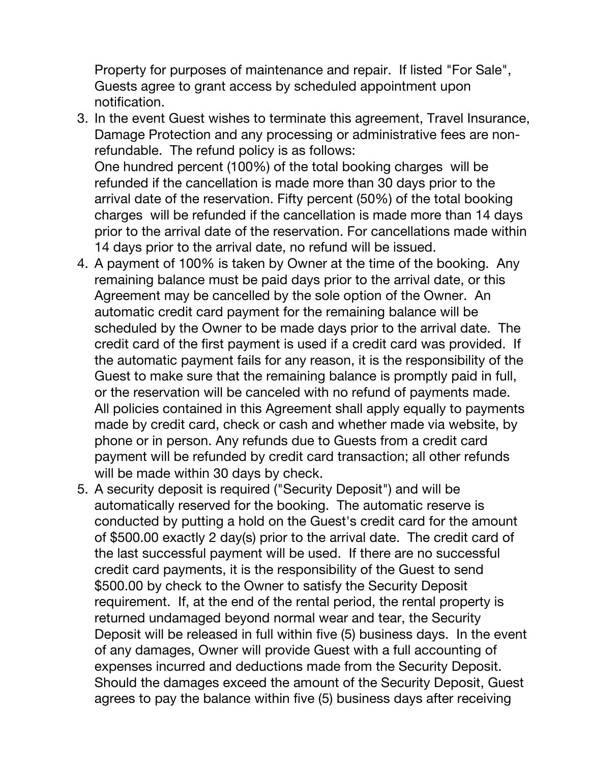Property for purposes of maintenance and repair. If listed "For Sale", Guests agree to grant access by scheduled appointment upon notification.

3. In the event Guest wishes to terminate this agreement, Travel Insurance, Damage Protection and any processing or administrative fees are non-refundable. The refund policy is as follows:
   One hundred percent (100%) of the total booking charges will be refunded if the cancellation is made more than 30 days prior to the arrival date of the reservation. Fifty percent (50%) of the total booking charges will be refunded if the cancellation is made more than 14 days prior to the arrival date of the reservation. For cancellations made within 14 days prior to the arrival date, no refund will be issued.
4. A payment of 100% is taken by Owner at the time of the booking. Any remaining balance must be paid days prior to the arrival date, or this Agreement may be cancelled by the sole option of the Owner. An automatic credit card payment for the remaining balance will be scheduled by the Owner to be made days prior to the arrival date. The credit card of the first payment is used if a credit card was provided. If the automatic payment fails for any reason, it is the responsibility of the Guest to make sure that the remaining balance is promptly paid in full, or the reservation will be canceled with no refund of payments made. All policies contained in this Agreement shall apply equally to payments made by credit card, check or cash and whether made via website, by phone or in person. Any refunds due to Guests from a credit card payment will be refunded by credit card transaction; all other refunds will be made within 30 days by check.
5. A security deposit is required ("Security Deposit") and will be automatically reserved for the booking. The automatic reserve is conducted by putting a hold on the Guest's credit card for the amount of $500.00 exactly 2 day(s) prior to the arrival date. The credit card of the last successful payment will be used. If there are no successful credit card payments, it is the responsibility of the Guest to send $500.00 by check to the Owner to satisfy the Security Deposit requirement. If, at the end of the rental period, the rental property is returned undamaged beyond normal wear and tear, the Security Deposit will be released in full within five (5) business days. In the event of any damages, Owner will provide Guest with a full accounting of expenses incurred and deductions made from the Security Deposit. Should the damages exceed the amount of the Security Deposit, Guest agrees to pay the balance within five (5) business days after receiving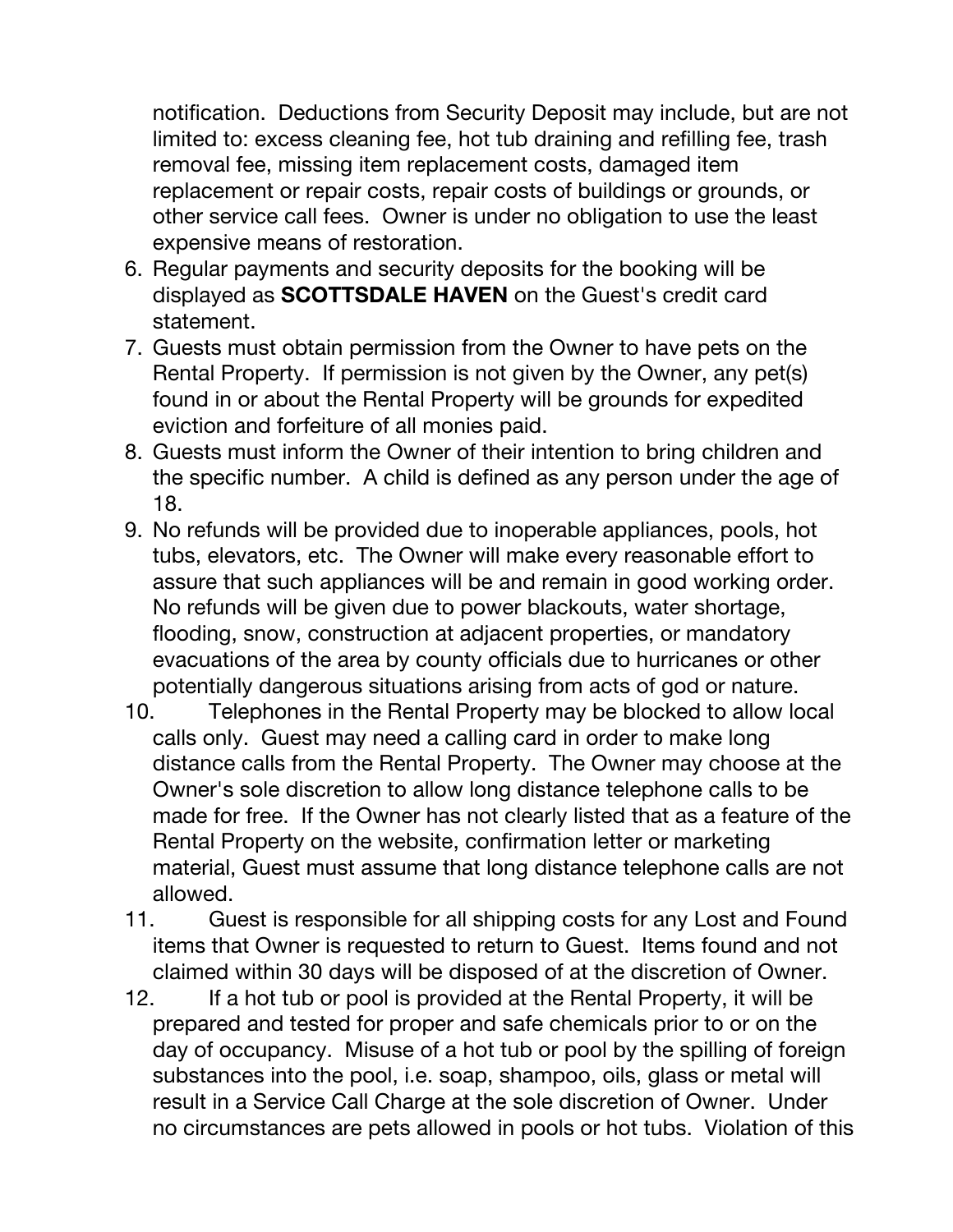notification. Deductions from Security Deposit may include, but are not limited to: excess cleaning fee, hot tub draining and refilling fee, trash removal fee, missing item replacement costs, damaged item replacement or repair costs, repair costs of buildings or grounds, or other service call fees. Owner is under no obligation to use the least expensive means of restoration.

6. Regular payments and security deposits for the booking will be displayed as **SCOTTSDALE HAVEN** on the Guest's credit card statement.
7. Guests must obtain permission from the Owner to have pets on the Rental Property. If permission is not given by the Owner, any pet(s) found in or about the Rental Property will be grounds for expedited eviction and forfeiture of all monies paid.
8. Guests must inform the Owner of their intention to bring children and the specific number. A child is defined as any person under the age of 18.
9. No refunds will be provided due to inoperable appliances, pools, hot tubs, elevators, etc. The Owner will make every reasonable effort to assure that such appliances will be and remain in good working order. No refunds will be given due to power blackouts, water shortage, flooding, snow, construction at adjacent properties, or mandatory evacuations of the area by county officials due to hurricanes or other potentially dangerous situations arising from acts of god or nature.
10. Telephones in the Rental Property may be blocked to allow local calls only. Guest may need a calling card in order to make long distance calls from the Rental Property. The Owner may choose at the Owner's sole discretion to allow long distance telephone calls to be made for free. If the Owner has not clearly listed that as a feature of the Rental Property on the website, confirmation letter or marketing material, Guest must assume that long distance telephone calls are not allowed.
11. Guest is responsible for all shipping costs for any Lost and Found items that Owner is requested to return to Guest. Items found and not claimed within 30 days will be disposed of at the discretion of Owner.
12. If a hot tub or pool is provided at the Rental Property, it will be prepared and tested for proper and safe chemicals prior to or on the day of occupancy. Misuse of a hot tub or pool by the spilling of foreign substances into the pool, i.e. soap, shampoo, oils, glass or metal will result in a Service Call Charge at the sole discretion of Owner. Under no circumstances are pets allowed in pools or hot tubs. Violation of this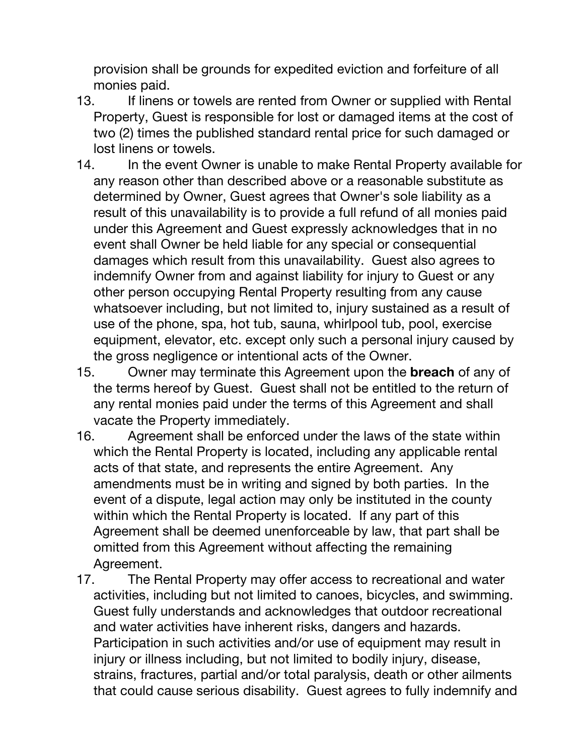provision shall be grounds for expedited eviction and forfeiture of all monies paid.

13. If linens or towels are rented from Owner or supplied with Rental Property, Guest is responsible for lost or damaged items at the cost of two (2) times the published standard rental price for such damaged or lost linens or towels.
14. In the event Owner is unable to make Rental Property available for any reason other than described above or a reasonable substitute as determined by Owner, Guest agrees that Owner's sole liability as a result of this unavailability is to provide a full refund of all monies paid under this Agreement and Guest expressly acknowledges that in no event shall Owner be held liable for any special or consequential damages which result from this unavailability. Guest also agrees to indemnify Owner from and against liability for injury to Guest or any other person occupying Rental Property resulting from any cause whatsoever including, but not limited to, injury sustained as a result of use of the phone, spa, hot tub, sauna, whirlpool tub, pool, exercise equipment, elevator, etc. except only such a personal injury caused by the gross negligence or intentional acts of the Owner.
15. Owner may terminate this Agreement upon the **breach** of any of the terms hereof by Guest. Guest shall not be entitled to the return of any rental monies paid under the terms of this Agreement and shall vacate the Property immediately.
16. Agreement shall be enforced under the laws of the state within which the Rental Property is located, including any applicable rental acts of that state, and represents the entire Agreement. Any amendments must be in writing and signed by both parties. In the event of a dispute, legal action may only be instituted in the county within which the Rental Property is located. If any part of this Agreement shall be deemed unenforceable by law, that part shall be omitted from this Agreement without affecting the remaining Agreement.
17. The Rental Property may offer access to recreational and water activities, including but not limited to canoes, bicycles, and swimming. Guest fully understands and acknowledges that outdoor recreational and water activities have inherent risks, dangers and hazards. Participation in such activities and/or use of equipment may result in injury or illness including, but not limited to bodily injury, disease, strains, fractures, partial and/or total paralysis, death or other ailments that could cause serious disability. Guest agrees to fully indemnify and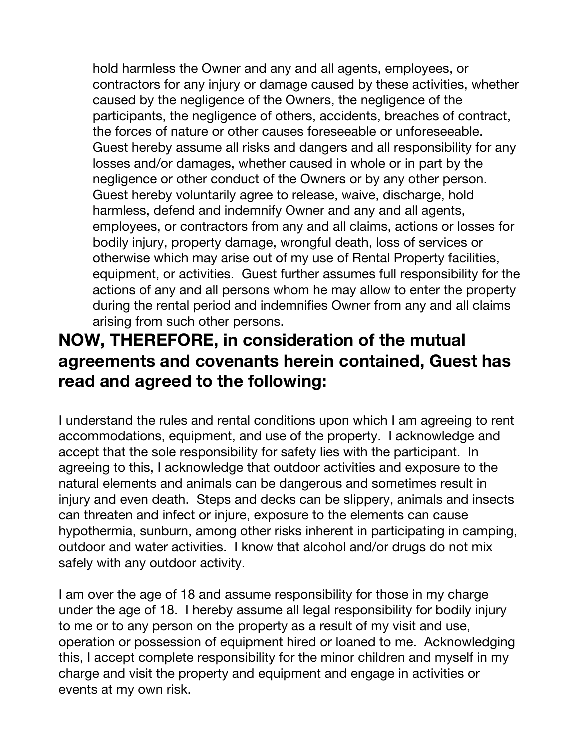hold harmless the Owner and any and all agents, employees, or contractors for any injury or damage caused by these activities, whether caused by the negligence of the Owners, the negligence of the participants, the negligence of others, accidents, breaches of contract, the forces of nature or other causes foreseeable or unforeseeable. Guest hereby assume all risks and dangers and all responsibility for any losses and/or damages, whether caused in whole or in part by the negligence or other conduct of the Owners or by any other person. Guest hereby voluntarily agree to release, waive, discharge, hold harmless, defend and indemnify Owner and any and all agents, employees, or contractors from any and all claims, actions or losses for bodily injury, property damage, wrongful death, loss of services or otherwise which may arise out of my use of Rental Property facilities, equipment, or activities. Guest further assumes full responsibility for the actions of any and all persons whom he may allow to enter the property during the rental period and indemnifies Owner from any and all claims arising from such other persons.

## NOW, THEREFORE, in consideration of the mutual agreements and covenants herein contained, Guest has read and agreed to the following:

I understand the rules and rental conditions upon which I am agreeing to rent accommodations, equipment, and use of the property. I acknowledge and accept that the sole responsibility for safety lies with the participant. In agreeing to this, I acknowledge that outdoor activities and exposure to the natural elements and animals can be dangerous and sometimes result in injury and even death. Steps and decks can be slippery, animals and insects can threaten and infect or injure, exposure to the elements can cause hypothermia, sunburn, among other risks inherent in participating in camping, outdoor and water activities. I know that alcohol and/or drugs do not mix safely with any outdoor activity.

I am over the age of 18 and assume responsibility for those in my charge under the age of 18. I hereby assume all legal responsibility for bodily injury to me or to any person on the property as a result of my visit and use, operation or possession of equipment hired or loaned to me. Acknowledging this, I accept complete responsibility for the minor children and myself in my charge and visit the property and equipment and engage in activities or events at my own risk.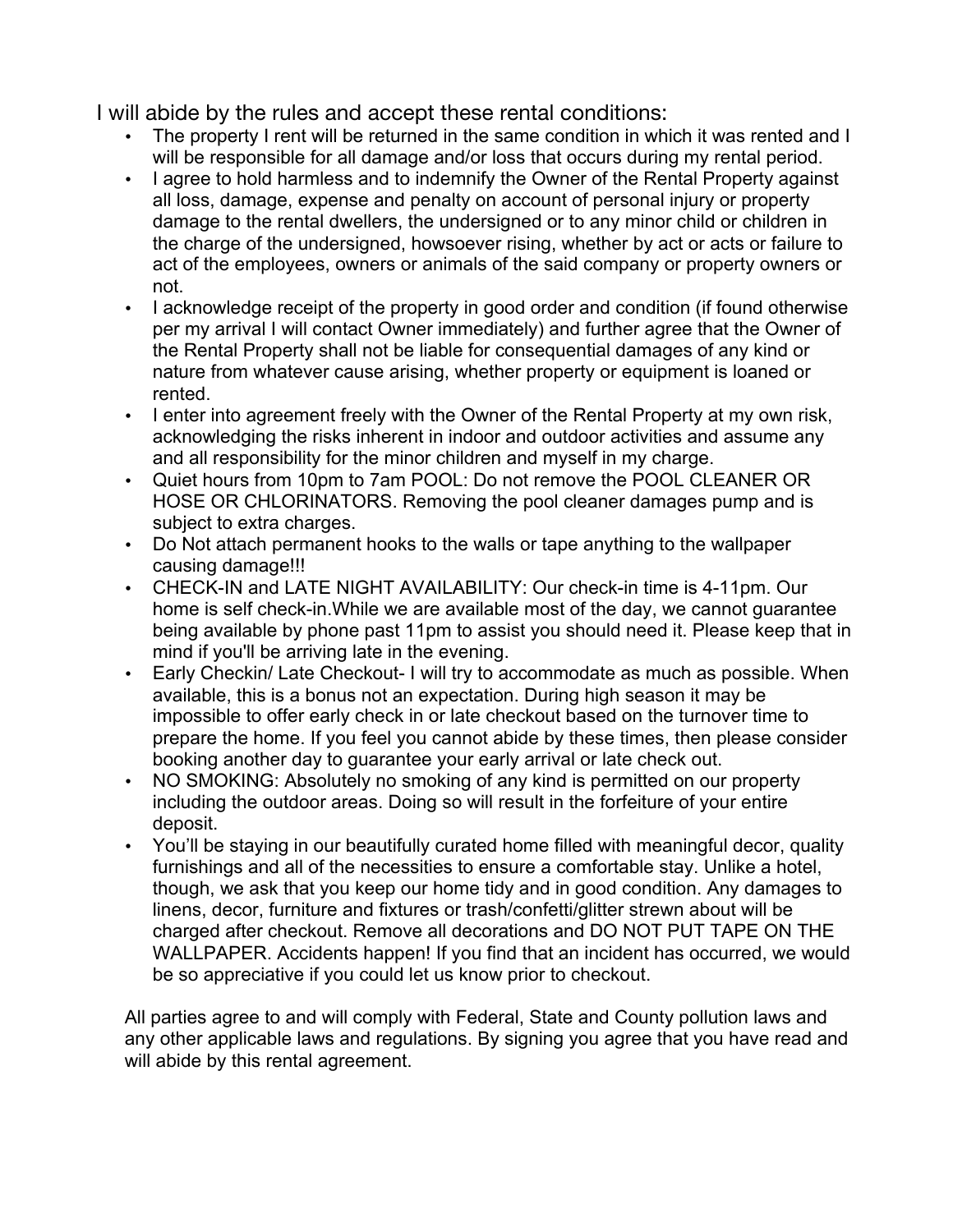I will abide by the rules and accept these rental conditions:

- The property I rent will be returned in the same condition in which it was rented and I will be responsible for all damage and/or loss that occurs during my rental period.
- I agree to hold harmless and to indemnify the Owner of the Rental Property against all loss, damage, expense and penalty on account of personal injury or property damage to the rental dwellers, the undersigned or to any minor child or children in the charge of the undersigned, howsoever rising, whether by act or acts or failure to act of the employees, owners or animals of the said company or property owners or not.
- I acknowledge receipt of the property in good order and condition (if found otherwise per my arrival I will contact Owner immediately) and further agree that the Owner of the Rental Property shall not be liable for consequential damages of any kind or nature from whatever cause arising, whether property or equipment is loaned or rented.
- I enter into agreement freely with the Owner of the Rental Property at my own risk, acknowledging the risks inherent in indoor and outdoor activities and assume any and all responsibility for the minor children and myself in my charge.
- Quiet hours from 10pm to 7am POOL: Do not remove the POOL CLEANER OR HOSE OR CHLORINATORS. Removing the pool cleaner damages pump and is subject to extra charges.
- Do Not attach permanent hooks to the walls or tape anything to the wallpaper causing damage!!!
- CHECK-IN and LATE NIGHT AVAILABILITY: Our check-in time is 4-11pm. Our home is self check-in.While we are available most of the day, we cannot guarantee being available by phone past 11pm to assist you should need it. Please keep that in mind if you'll be arriving late in the evening.
- Early Checkin/ Late Checkout- I will try to accommodate as much as possible. When available, this is a bonus not an expectation. During high season it may be impossible to offer early check in or late checkout based on the turnover time to prepare the home. If you feel you cannot abide by these times, then please consider booking another day to guarantee your early arrival or late check out.
- NO SMOKING: Absolutely no smoking of any kind is permitted on our property including the outdoor areas. Doing so will result in the forfeiture of your entire deposit.
- You'll be staying in our beautifully curated home filled with meaningful decor, quality furnishings and all of the necessities to ensure a comfortable stay. Unlike a hotel, though, we ask that you keep our home tidy and in good condition. Any damages to linens, decor, furniture and fixtures or trash/confetti/glitter strewn about will be charged after checkout. Remove all decorations and DO NOT PUT TAPE ON THE WALLPAPER. Accidents happen! If you find that an incident has occurred, we would be so appreciative if you could let us know prior to checkout.

All parties agree to and will comply with Federal, State and County pollution laws and any other applicable laws and regulations. By signing you agree that you have read and will abide by this rental agreement.